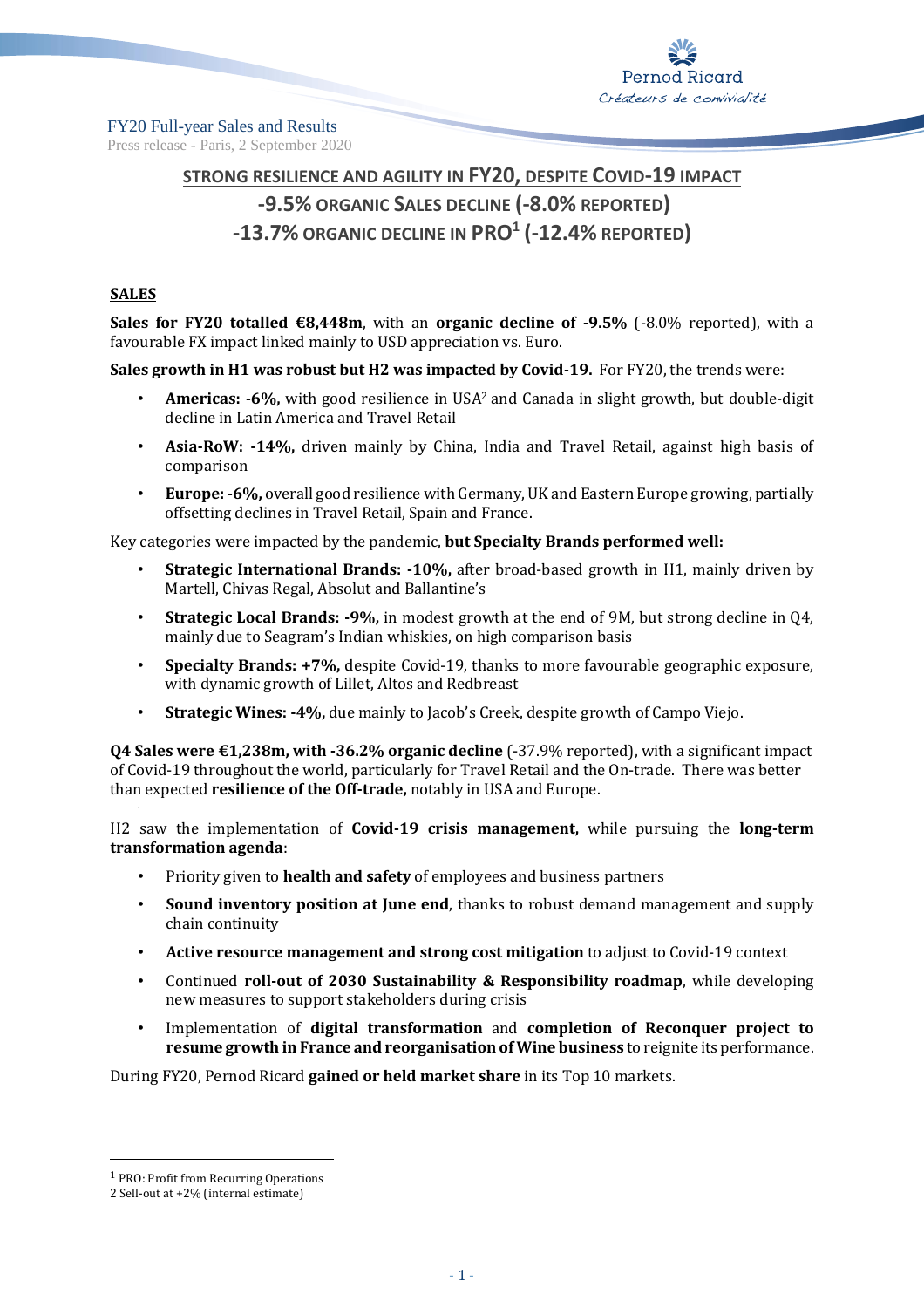FY20 Full-year Sales and Results

Press release - Paris, 2 September 2020

# STRONG RESILIENCE AND AGILITY IN FY20, DESPITE COVID-19 IMPACT

# -9.5% ORGANIC SALES DECLINE (-8.0% REPORTED)

# -13.7% ORGANIC DECLINE IN PRO[1] (-12.4% REPORTED)

## SALES

**Sales for FY20 totalled €8,448m**, with an **organic decline of -9.5%** (-8.0% reported), with a favourable FX impact linked mainly to USD appreciation vs. Euro.

**Sales growth in H1 was robust but H2 was impacted by Covid-19.** For FY20, the trends were:

- **Americas: -6%,** with good resilience in USA[2] and Canada in slight growth, but double-digit decline in Latin America and Travel Retail
- **Asia-RoW: -14%,** driven mainly by China, India and Travel Retail, against high basis of comparison
- **Europe: -6%,** overall good resilience with Germany, UK and Eastern Europe growing, partially offsetting declines in Travel Retail, Spain and France.

Key categories were impacted by the pandemic, **but Specialty Brands performed well:**

- **Strategic International Brands: -10%,** after broad-based growth in H1, mainly driven by Martell, Chivas Regal, Absolut and Ballantine's
- **Strategic Local Brands: -9%,** in modest growth at the end of 9M, but strong decline in Q4, mainly due to Seagram's Indian whiskies, on high comparison basis
- **Specialty Brands: +7%,** despite Covid-19, thanks to more favourable geographic exposure, with dynamic growth of Lillet, Altos and Redbreast
- **Strategic Wines: -4%,** due mainly to Jacob's Creek, despite growth of Campo Viejo.

**Q4 Sales were €1,238m, with -36.2% organic decline** (-37.9% reported), with a significant impact of Covid-19 throughout the world, particularly for Travel Retail and the On-trade. There was better than expected **resilience of the Off-trade,** notably in USA and Europe.

H2 saw the implementation of **Covid-19 crisis management,** while pursuing the **long-term transformation agenda**:

- Priority given to **health and safety** of employees and business partners
- **Sound inventory position at June end**, thanks to robust demand management and supply chain continuity
- **Active resource management and strong cost mitigation** to adjust to Covid-19 context
- Continued **roll-out of 2030 Sustainability & Responsibility roadmap**, while developing new measures to support stakeholders during crisis
- Implementation of **digital transformation** and **completion of Reconquer project to resume growth in France and reorganisation of Wine business** to reignite its performance.

During FY20, Pernod Ricard **gained or held market share** in its Top 10 markets.

---

[1] PRO: Profit from Recurring Operations

[2] Sell-out at +2% (internal estimate)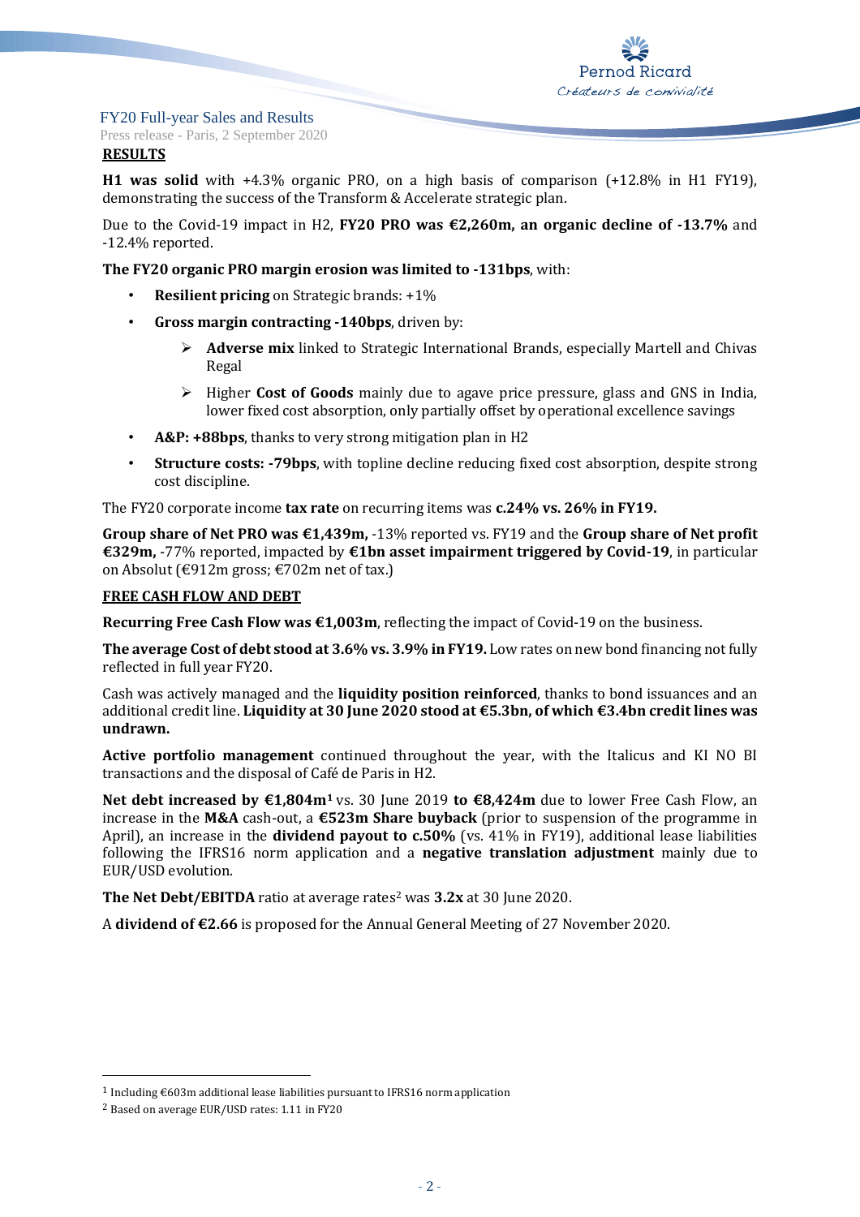## RESULTS

**H1 was solid** with +4.3% organic PRO, on a high basis of comparison (+12.8% in H1 FY19), demonstrating the success of the Transform & Accelerate strategic plan.

Due to the Covid-19 impact in H2, **FY20 PRO was €2,260m, an organic decline of -13.7%** and -12.4% reported.

**The FY20 organic PRO margin erosion was limited to -131bps**, with:

- **Resilient pricing** on Strategic brands: +1%
- **Gross margin contracting -140bps**, driven by:
  - **Adverse mix** linked to Strategic International Brands, especially Martell and Chivas Regal
  - Higher **Cost of Goods** mainly due to agave price pressure, glass and GNS in India, lower fixed cost absorption, only partially offset by operational excellence savings
- **A&P: +88bps**, thanks to very strong mitigation plan in H2
- **Structure costs: -79bps**, with topline decline reducing fixed cost absorption, despite strong cost discipline.

The FY20 corporate income **tax rate** on recurring items was **c.24% vs. 26% in FY19.**

**Group share of Net PRO was €1,439m,** -13% reported vs. FY19 and the **Group share of Net profit €329m,** -77% reported, impacted by **€1bn asset impairment triggered by Covid-19**, in particular on Absolut (€912m gross; €702m net of tax.)

## FREE CASH FLOW AND DEBT

**Recurring Free Cash Flow was €1,003m**, reflecting the impact of Covid-19 on the business.

**The average Cost of debt stood at 3.6% vs. 3.9% in FY19.** Low rates on new bond financing not fully reflected in full year FY20.

Cash was actively managed and the **liquidity position reinforced**, thanks to bond issuances and an additional credit line. **Liquidity at 30 June 2020 stood at €5.3bn, of which €3.4bn credit lines was undrawn.**

**Active portfolio management** continued throughout the year, with the Italicus and KI NO BI transactions and the disposal of Café de Paris in H2.

**Net debt increased by €1,804m**[1] vs. 30 June 2019 **to €8,424m** due to lower Free Cash Flow, an increase in the **M&A** cash-out, a **€523m Share buyback** (prior to suspension of the programme in April), an increase in the **dividend payout to c.50%** (vs. 41% in FY19), additional lease liabilities following the IFRS16 norm application and a **negative translation adjustment** mainly due to EUR/USD evolution.

**The Net Debt/EBITDA** ratio at average rates[2] was **3.2x** at 30 June 2020.

A **dividend of €2.66** is proposed for the Annual General Meeting of 27 November 2020.

---

[1] Including €603m additional lease liabilities pursuant to IFRS16 norm application

[2] Based on average EUR/USD rates: 1.11 in FY20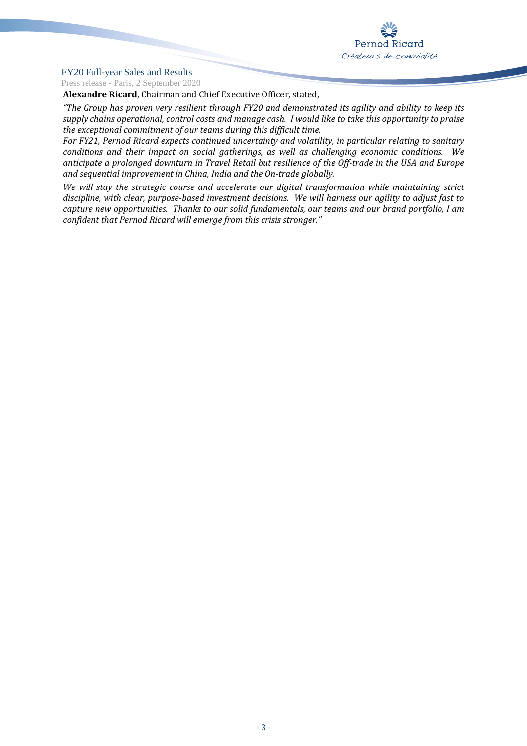**Alexandre Ricard**, Chairman and Chief Executive Officer, stated,

*"The Group has proven very resilient through FY20 and demonstrated its agility and ability to keep its supply chains operational, control costs and manage cash. I would like to take this opportunity to praise the exceptional commitment of our teams during this difficult time.*

*For FY21, Pernod Ricard expects continued uncertainty and volatility, in particular relating to sanitary conditions and their impact on social gatherings, as well as challenging economic conditions. We anticipate a prolonged downturn in Travel Retail but resilience of the Off-trade in the USA and Europe and sequential improvement in China, India and the On-trade globally.*

*We will stay the strategic course and accelerate our digital transformation while maintaining strict discipline, with clear, purpose-based investment decisions. We will harness our agility to adjust fast to capture new opportunities. Thanks to our solid fundamentals, our teams and our brand portfolio, I am confident that Pernod Ricard will emerge from this crisis stronger."*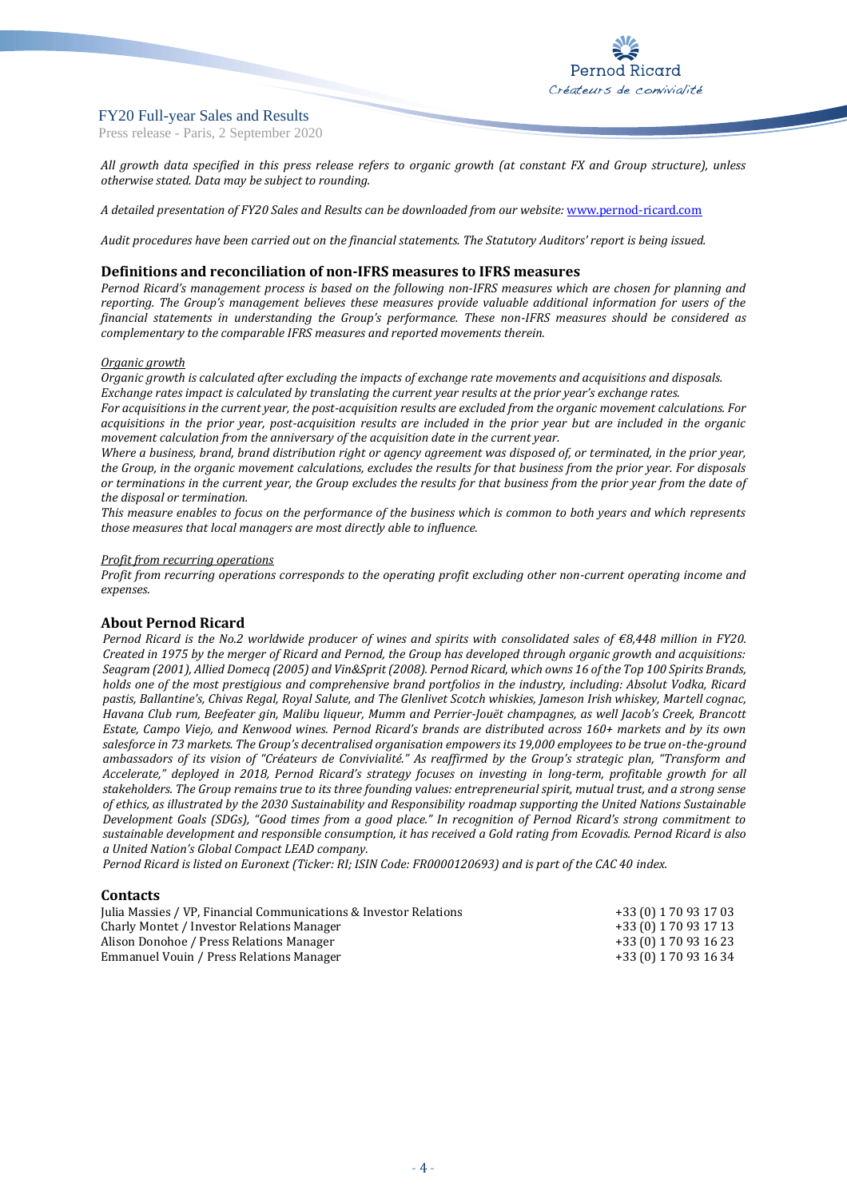*All growth data specified in this press release refers to organic growth (at constant FX and Group structure), unless otherwise stated. Data may be subject to rounding.*

*A detailed presentation of FY20 Sales and Results can be downloaded from our website:* [www.pernod-ricard.com](http://www.pernod-ricard.com)

*Audit procedures have been carried out on the financial statements. The Statutory Auditors' report is being issued.*

## Definitions and reconciliation of non-IFRS measures to IFRS measures

*Pernod Ricard's management process is based on the following non-IFRS measures which are chosen for planning and reporting. The Group's management believes these measures provide valuable additional information for users of the financial statements in understanding the Group's performance. These non-IFRS measures should be considered as complementary to the comparable IFRS measures and reported movements therein.*

*Organic growth*

*Organic growth is calculated after excluding the impacts of exchange rate movements and acquisitions and disposals.*
*Exchange rates impact is calculated by translating the current year results at the prior year's exchange rates.*
*For acquisitions in the current year, the post-acquisition results are excluded from the organic movement calculations. For acquisitions in the prior year, post-acquisition results are included in the prior year but are included in the organic movement calculation from the anniversary of the acquisition date in the current year.*
*Where a business, brand, brand distribution right or agency agreement was disposed of, or terminated, in the prior year, the Group, in the organic movement calculations, excludes the results for that business from the prior year. For disposals or terminations in the current year, the Group excludes the results for that business from the prior year from the date of the disposal or termination.*
*This measure enables to focus on the performance of the business which is common to both years and which represents those measures that local managers are most directly able to influence.*

*Profit from recurring operations*

*Profit from recurring operations corresponds to the operating profit excluding other non-current operating income and expenses.*

## About Pernod Ricard

*Pernod Ricard is the No.2 worldwide producer of wines and spirits with consolidated sales of €8,448 million in FY20. Created in 1975 by the merger of Ricard and Pernod, the Group has developed through organic growth and acquisitions: Seagram (2001), Allied Domecq (2005) and Vin&Sprit (2008). Pernod Ricard, which owns 16 of the Top 100 Spirits Brands, holds one of the most prestigious and comprehensive brand portfolios in the industry, including: Absolut Vodka, Ricard pastis, Ballantine's, Chivas Regal, Royal Salute, and The Glenlivet Scotch whiskies, Jameson Irish whiskey, Martell cognac, Havana Club rum, Beefeater gin, Malibu liqueur, Mumm and Perrier-Jouët champagnes, as well Jacob's Creek, Brancott Estate, Campo Viejo, and Kenwood wines. Pernod Ricard's brands are distributed across 160+ markets and by its own salesforce in 73 markets. The Group's decentralised organisation empowers its 19,000 employees to be true on-the-ground ambassadors of its vision of "Créateurs de Convivialité." As reaffirmed by the Group's strategic plan, "Transform and Accelerate," deployed in 2018, Pernod Ricard's strategy focuses on investing in long-term, profitable growth for all stakeholders. The Group remains true to its three founding values: entrepreneurial spirit, mutual trust, and a strong sense of ethics, as illustrated by the 2030 Sustainability and Responsibility roadmap supporting the United Nations Sustainable Development Goals (SDGs), "Good times from a good place." In recognition of Pernod Ricard's strong commitment to sustainable development and responsible consumption, it has received a Gold rating from Ecovadis. Pernod Ricard is also a United Nation's Global Compact LEAD company.*
*Pernod Ricard is listed on Euronext (Ticker: RI; ISIN Code: FR0000120693) and is part of the CAC 40 index.*

## Contacts

| | |
|---|---|
| Julia Massies / VP, Financial Communications & Investor Relations | +33 (0) 1 70 93 17 03 |
| Charly Montet / Investor Relations Manager | +33 (0) 1 70 93 17 13 |
| Alison Donohoe / Press Relations Manager | +33 (0) 1 70 93 16 23 |
| Emmanuel Vouin / Press Relations Manager | +33 (0) 1 70 93 16 34 |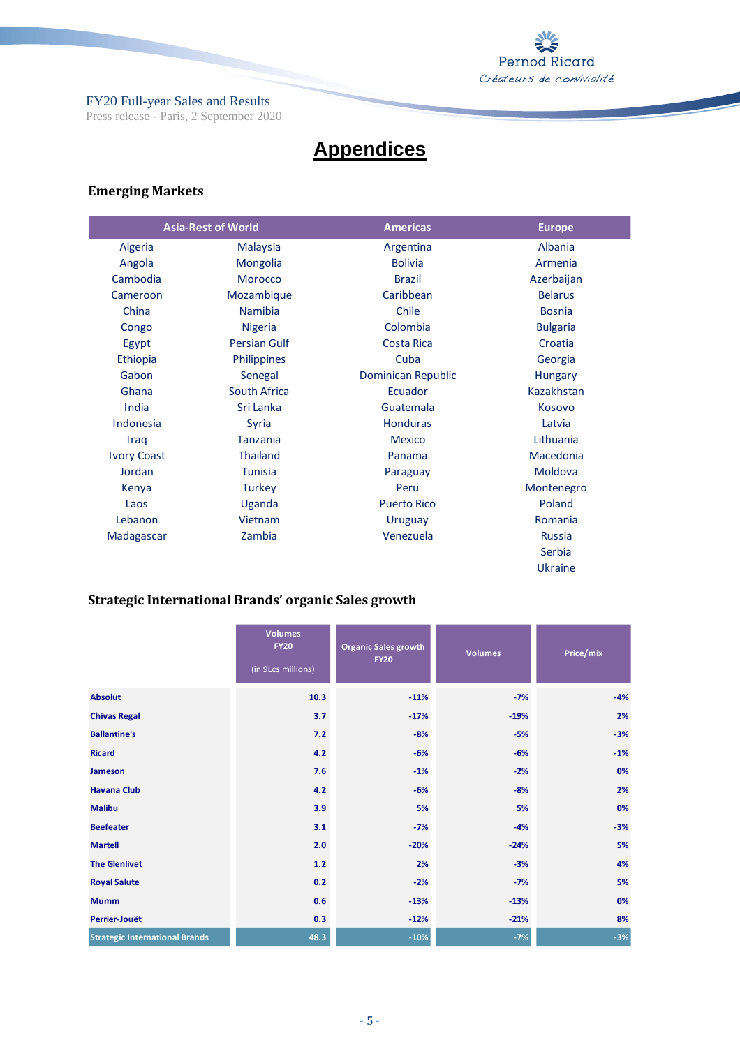# Appendices

## Emerging Markets

| Asia-Rest of World | | Americas | Europe |
|---|---|---|---|
| Algeria | Malaysia | Argentina | Albania |
| Angola | Mongolia | Bolivia | Armenia |
| Cambodia | Morocco | Brazil | Azerbaijan |
| Cameroon | Mozambique | Caribbean | Belarus |
| China | Namibia | Chile | Bosnia |
| Congo | Nigeria | Colombia | Bulgaria |
| Egypt | Persian Gulf | Costa Rica | Croatia |
| Ethiopia | Philippines | Cuba | Georgia |
| Gabon | Senegal | Dominican Republic | Hungary |
| Ghana | South Africa | Ecuador | Kazakhstan |
| India | Sri Lanka | Guatemala | Kosovo |
| Indonesia | Syria | Honduras | Latvia |
| Iraq | Tanzania | Mexico | Lithuania |
| Ivory Coast | Thailand | Panama | Macedonia |
| Jordan | Tunisia | Paraguay | Moldova |
| Kenya | Turkey | Peru | Montenegro |
| Laos | Uganda | Puerto Rico | Poland |
| Lebanon | Vietnam | Uruguay | Romania |
| Madagascar | Zambia | Venezuela | Russia |
| | | | Serbia |
| | | | Ukraine |

## Strategic International Brands' organic Sales growth

| | Volumes FY20 (in 9Lcs millions) | Organic Sales growth FY20 | Volumes | Price/mix |
|---|---|---|---|---|
| **Absolut** | 10.3 | -11% | -7% | -4% |
| **Chivas Regal** | 3.7 | -17% | -19% | 2% |
| **Ballantine's** | 7.2 | -8% | -5% | -3% |
| **Ricard** | 4.2 | -6% | -6% | -1% |
| **Jameson** | 7.6 | -1% | -2% | 0% |
| **Havana Club** | 4.2 | -6% | -8% | 2% |
| **Malibu** | 3.9 | 5% | 5% | 0% |
| **Beefeater** | 3.1 | -7% | -4% | -3% |
| **Martell** | 2.0 | -20% | -24% | 5% |
| **The Glenlivet** | 1.2 | 2% | -3% | 4% |
| **Royal Salute** | 0.2 | -2% | -7% | 5% |
| **Mumm** | 0.6 | -13% | -13% | 0% |
| **Perrier-Jouët** | 0.3 | -12% | -21% | 8% |
| **Strategic International Brands** | 48.3 | -10% | -7% | -3% |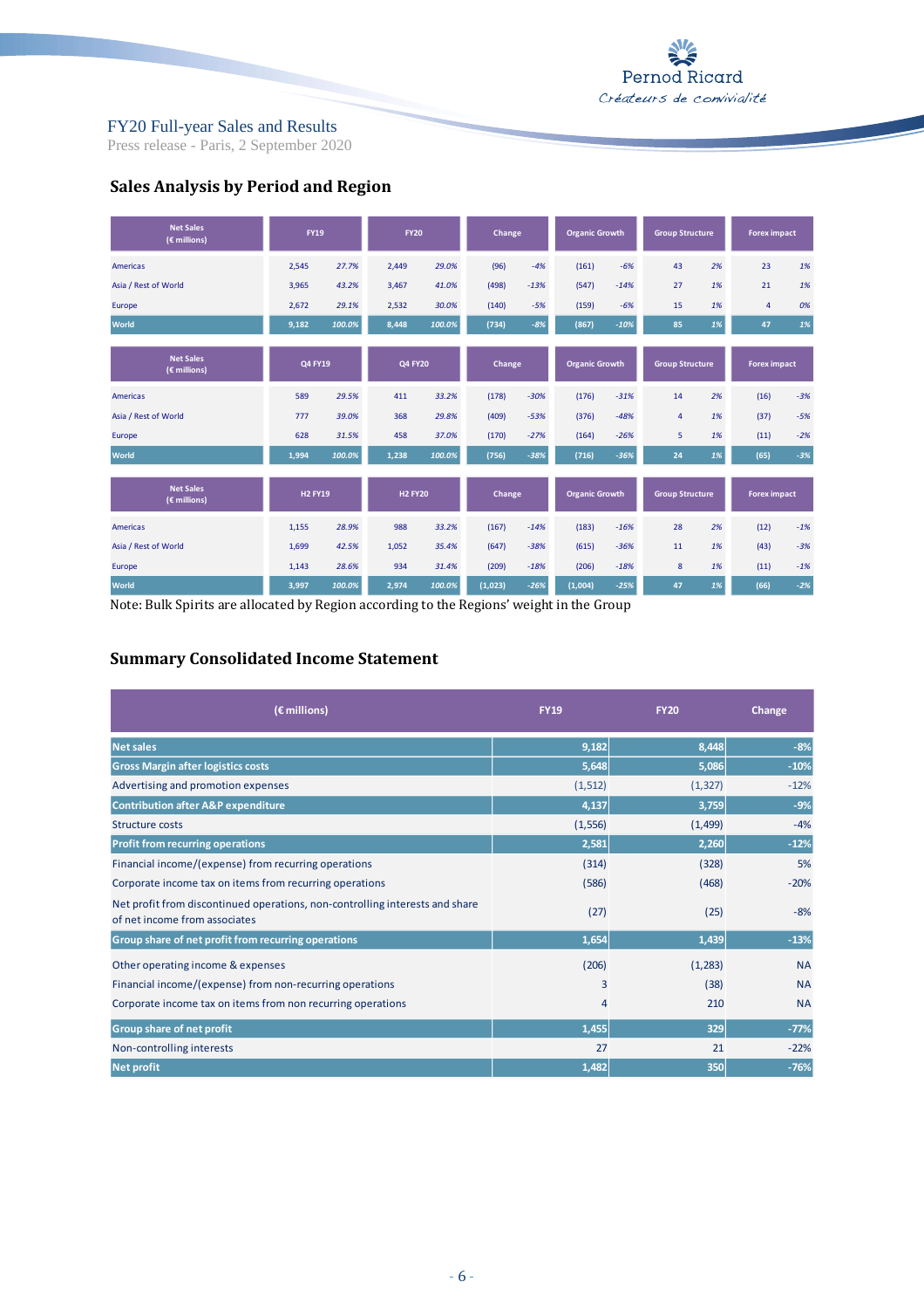FY20 Full-year Sales and Results
Press release - Paris, 2 September 2020

## Sales Analysis by Period and Region

| Net Sales (€ millions) | FY19 | | FY20 | | Change | | Organic Growth | | Group Structure | | Forex impact | |
|---|---|---|---|---|---|---|---|---|---|---|---|---|
| Americas | 2,545 | 27.7% | 2,449 | 29.0% | (96) | -4% | (161) | -6% | 43 | 2% | 23 | 1% |
| Asia / Rest of World | 3,965 | 43.2% | 3,467 | 41.0% | (498) | -13% | (547) | -14% | 27 | 1% | 21 | 1% |
| Europe | 2,672 | 29.1% | 2,532 | 30.0% | (140) | -5% | (159) | -6% | 15 | 1% | 4 | 0% |
| World | 9,182 | 100.0% | 8,448 | 100.0% | (734) | -8% | (867) | -10% | 85 | 1% | 47 | 1% |

| Net Sales (€ millions) | Q4 FY19 | | Q4 FY20 | | Change | | Organic Growth | | Group Structure | | Forex impact | |
|---|---|---|---|---|---|---|---|---|---|---|---|---|
| Americas | 589 | 29.5% | 411 | 33.2% | (178) | -30% | (176) | -31% | 14 | 2% | (16) | -3% |
| Asia / Rest of World | 777 | 39.0% | 368 | 29.8% | (409) | -53% | (376) | -48% | 4 | 1% | (37) | -5% |
| Europe | 628 | 31.5% | 458 | 37.0% | (170) | -27% | (164) | -26% | 5 | 1% | (11) | -2% |
| World | 1,994 | 100.0% | 1,238 | 100.0% | (756) | -38% | (716) | -36% | 24 | 1% | (65) | -3% |

| Net Sales (€ millions) | H2 FY19 | | H2 FY20 | | Change | | Organic Growth | | Group Structure | | Forex impact | |
|---|---|---|---|---|---|---|---|---|---|---|---|---|
| Americas | 1,155 | 28.9% | 988 | 33.2% | (167) | -14% | (183) | -16% | 28 | 2% | (12) | -1% |
| Asia / Rest of World | 1,699 | 42.5% | 1,052 | 35.4% | (647) | -38% | (615) | -36% | 11 | 1% | (43) | -3% |
| Europe | 1,143 | 28.6% | 934 | 31.4% | (209) | -18% | (206) | -18% | 8 | 1% | (11) | -1% |
| World | 3,997 | 100.0% | 2,974 | 100.0% | (1,023) | -26% | (1,004) | -25% | 47 | 1% | (66) | -2% |

Note: Bulk Spirits are allocated by Region according to the Regions' weight in the Group

## Summary Consolidated Income Statement

| (€ millions) | FY19 | FY20 | Change |
|---|---|---|---|
| Net sales | 9,182 | 8,448 | -8% |
| Gross Margin after logistics costs | 5,648 | 5,086 | -10% |
| Advertising and promotion expenses | (1,512) | (1,327) | -12% |
| Contribution after A&P expenditure | 4,137 | 3,759 | -9% |
| Structure costs | (1,556) | (1,499) | -4% |
| Profit from recurring operations | 2,581 | 2,260 | -12% |
| Financial income/(expense) from recurring operations | (314) | (328) | 5% |
| Corporate income tax on items from recurring operations | (586) | (468) | -20% |
| Net profit from discontinued operations, non-controlling interests and share of net income from associates | (27) | (25) | -8% |
| Group share of net profit from recurring operations | 1,654 | 1,439 | -13% |
| Other operating income & expenses | (206) | (1,283) | NA |
| Financial income/(expense) from non-recurring operations | 3 | (38) | NA |
| Corporate income tax on items from non recurring operations | 4 | 210 | NA |
| Group share of net profit | 1,455 | 329 | -77% |
| Non-controlling interests | 27 | 21 | -22% |
| Net profit | 1,482 | 350 | -76% |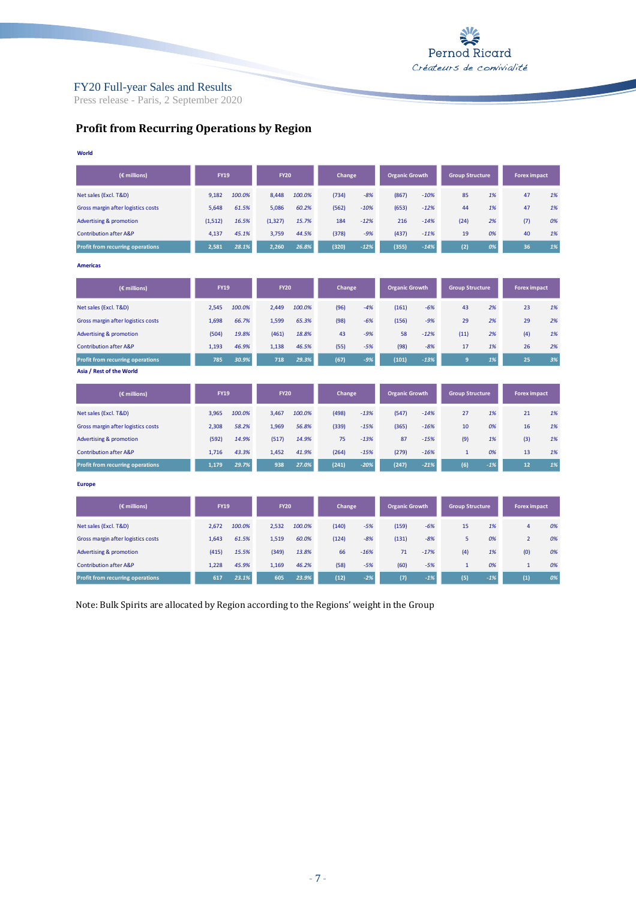## Profit from Recurring Operations by Region

**World**

| (€ millions) | FY19 | | FY20 | | Change | | Organic Growth | | Group Structure | | Forex impact | |
|---|---|---|---|---|---|---|---|---|---|---|---|---|
| Net sales (Excl. T&D) | 9,182 | 100.0% | 8,448 | 100.0% | (734) | -8% | (867) | -10% | 85 | 1% | 47 | 1% |
| Gross margin after logistics costs | 5,648 | 61.5% | 5,086 | 60.2% | (562) | -10% | (653) | -12% | 44 | 1% | 47 | 1% |
| Advertising & promotion | (1,512) | 16.5% | (1,327) | 15.7% | 184 | -12% | 216 | -14% | (24) | 2% | (7) | 0% |
| Contribution after A&P | 4,137 | 45.1% | 3,759 | 44.5% | (378) | -9% | (437) | -11% | 19 | 0% | 40 | 1% |
| **Profit from recurring operations** | **2,581** | **28.1%** | **2,260** | **26.8%** | **(320)** | **-12%** | **(355)** | **-14%** | **(2)** | **0%** | **36** | **1%** |

**Americas**

| (€ millions) | FY19 | | FY20 | | Change | | Organic Growth | | Group Structure | | Forex impact | |
|---|---|---|---|---|---|---|---|---|---|---|---|---|
| Net sales (Excl. T&D) | 2,545 | 100.0% | 2,449 | 100.0% | (96) | -4% | (161) | -6% | 43 | 2% | 23 | 1% |
| Gross margin after logistics costs | 1,698 | 66.7% | 1,599 | 65.3% | (98) | -6% | (156) | -9% | 29 | 2% | 29 | 2% |
| Advertising & promotion | (504) | 19.8% | (461) | 18.8% | 43 | -9% | 58 | -12% | (11) | 2% | (4) | 1% |
| Contribution after A&P | 1,193 | 46.9% | 1,138 | 46.5% | (55) | -5% | (98) | -8% | 17 | 1% | 26 | 2% |
| **Profit from recurring operations** | **785** | **30.9%** | **718** | **29.3%** | **(67)** | **-9%** | **(101)** | **-13%** | **9** | **1%** | **25** | **3%** |

**Asia / Rest of the World**

| (€ millions) | FY19 | | FY20 | | Change | | Organic Growth | | Group Structure | | Forex impact | |
|---|---|---|---|---|---|---|---|---|---|---|---|---|
| Net sales (Excl. T&D) | 3,965 | 100.0% | 3,467 | 100.0% | (498) | -13% | (547) | -14% | 27 | 1% | 21 | 1% |
| Gross margin after logistics costs | 2,308 | 58.2% | 1,969 | 56.8% | (339) | -15% | (365) | -16% | 10 | 0% | 16 | 1% |
| Advertising & promotion | (592) | 14.9% | (517) | 14.9% | 75 | -13% | 87 | -15% | (9) | 1% | (3) | 1% |
| Contribution after A&P | 1,716 | 43.3% | 1,452 | 41.9% | (264) | -15% | (279) | -16% | 1 | 0% | 13 | 1% |
| **Profit from recurring operations** | **1,179** | **29.7%** | **938** | **27.0%** | **(241)** | **-20%** | **(247)** | **-21%** | **(6)** | **-1%** | **12** | **1%** |

**Europe**

| (€ millions) | FY19 | | FY20 | | Change | | Organic Growth | | Group Structure | | Forex impact | |
|---|---|---|---|---|---|---|---|---|---|---|---|---|
| Net sales (Excl. T&D) | 2,672 | 100.0% | 2,532 | 100.0% | (140) | -5% | (159) | -6% | 15 | 1% | 4 | 0% |
| Gross margin after logistics costs | 1,643 | 61.5% | 1,519 | 60.0% | (124) | -8% | (131) | -8% | 5 | 0% | 2 | 0% |
| Advertising & promotion | (415) | 15.5% | (349) | 13.8% | 66 | -16% | 71 | -17% | (4) | 1% | (0) | 0% |
| Contribution after A&P | 1,228 | 45.9% | 1,169 | 46.2% | (58) | -5% | (60) | -5% | 1 | 0% | 1 | 0% |
| **Profit from recurring operations** | **617** | **23.1%** | **605** | **23.9%** | **(12)** | **-2%** | **(7)** | **-1%** | **(5)** | **-1%** | **(1)** | **0%** |

Note: Bulk Spirits are allocated by Region according to the Regions' weight in the Group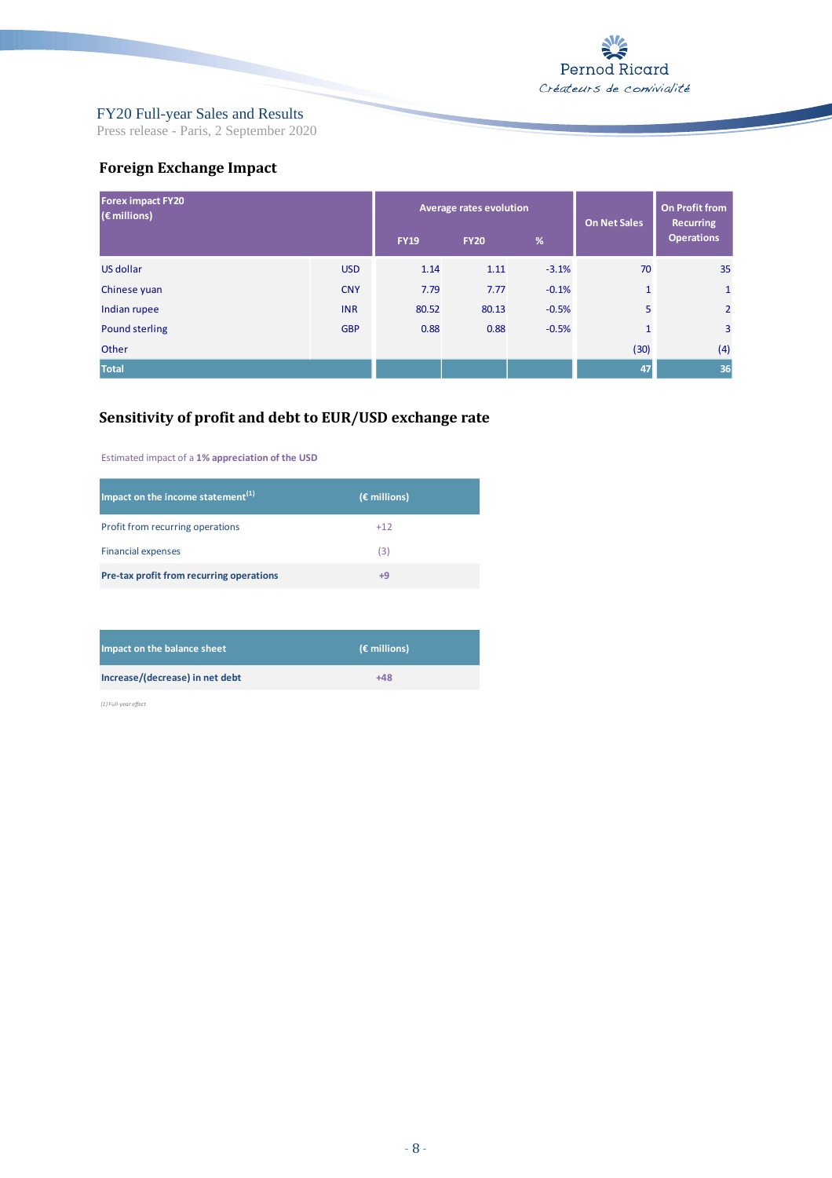FY20 Full-year Sales and Results
Press release - Paris, 2 September 2020

## Foreign Exchange Impact

| Forex impact FY20 (€ millions) | | Average rates evolution | | | On Net Sales | On Profit from Recurring Operations |
|---|---|---|---|---|---|---|
| | | FY19 | FY20 | % | | |
| US dollar | USD | 1.14 | 1.11 | -3.1% | 70 | 35 |
| Chinese yuan | CNY | 7.79 | 7.77 | -0.1% | 1 | 1 |
| Indian rupee | INR | 80.52 | 80.13 | -0.5% | 5 | 2 |
| Pound sterling | GBP | 0.88 | 0.88 | -0.5% | 1 | 3 |
| Other | | | | | (30) | (4) |
| **Total** | | | | | **47** | **36** |

## Sensitivity of profit and debt to EUR/USD exchange rate

Estimated impact of a **1% appreciation of the USD**

| Impact on the income statement[1] | (€ millions) |
|---|---|
| Profit from recurring operations | +12 |
| Financial expenses | (3) |
| **Pre-tax profit from recurring operations** | **+9** |

| Impact on the balance sheet | (€ millions) |
|---|---|
| **Increase/(decrease) in net debt** | **+48** |

*(1) Full-year effect*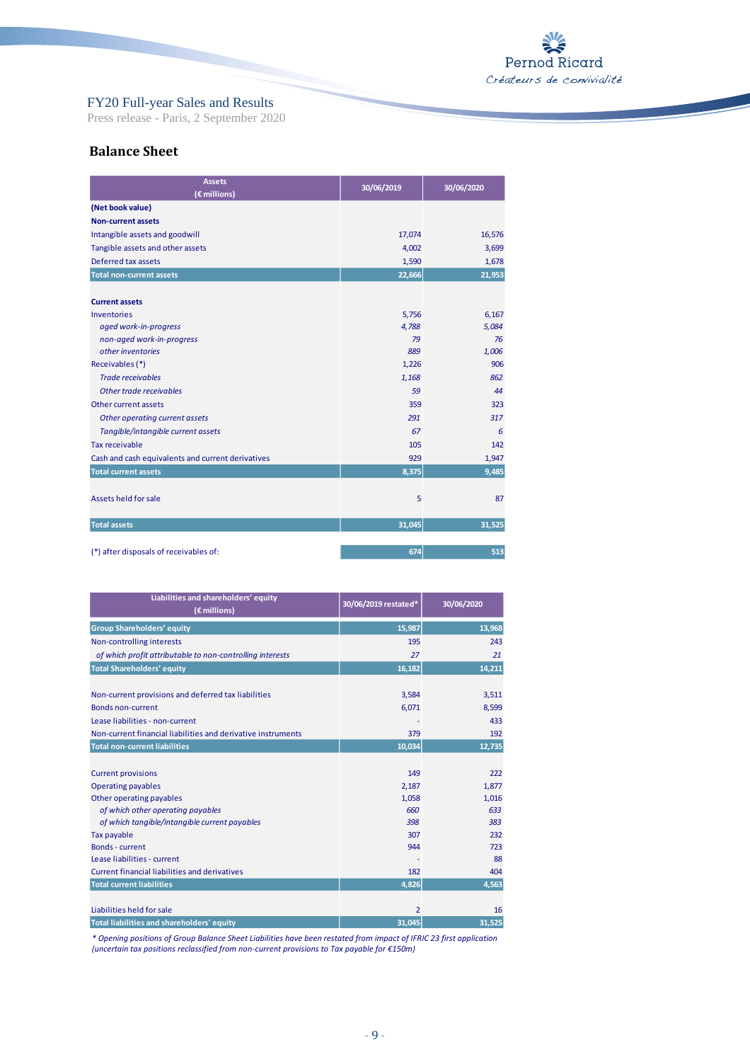FY20 Full-year Sales and Results
Press release - Paris, 2 September 2020

## Balance Sheet

| Assets (€ millions) | 30/06/2019 | 30/06/2020 |
|---|---|---|
| **(Net book value)** | | |
| **Non-current assets** | | |
| Intangible assets and goodwill | 17,074 | 16,576 |
| Tangible assets and other assets | 4,002 | 3,699 |
| Deferred tax assets | 1,590 | 1,678 |
| **Total non-current assets** | **22,666** | **21,953** |
| | | |
| **Current assets** | | |
| Inventories | 5,756 | 6,167 |
| *aged work-in-progress* | *4,788* | *5,084* |
| *non-aged work-in-progress* | *79* | *76* |
| *other inventories* | *889* | *1,006* |
| Receivables (*) | 1,226 | 906 |
| *Trade receivables* | *1,168* | *862* |
| *Other trade receivables* | *59* | *44* |
| Other current assets | 359 | 323 |
| *Other operating current assets* | *291* | *317* |
| *Tangible/intangible current assets* | *67* | *6* |
| Tax receivable | 105 | 142 |
| Cash and cash equivalents and current derivatives | 929 | 1,947 |
| **Total current assets** | **8,375** | **9,485** |
| | | |
| Assets held for sale | 5 | 87 |
| | | |
| **Total assets** | **31,045** | **31,525** |
| | | |
| (*) after disposals of receivables of: | 674 | 513 |

| Liabilities and shareholders' equity (€ millions) | 30/06/2019 restated* | 30/06/2020 |
|---|---|---|
| **Group Shareholders' equity** | **15,987** | **13,968** |
| Non-controlling interests | 195 | 243 |
| *of which profit attributable to non-controlling interests* | *27* | *21* |
| **Total Shareholders' equity** | **16,182** | **14,211** |
| | | |
| Non-current provisions and deferred tax liabilities | 3,584 | 3,511 |
| Bonds non-current | 6,071 | 8,599 |
| Lease liabilities - non-current | - | 433 |
| Non-current financial liabilities and derivative instruments | 379 | 192 |
| **Total non-current liabilities** | **10,034** | **12,735** |
| | | |
| Current provisions | 149 | 222 |
| Operating payables | 2,187 | 1,877 |
| Other operating payables | 1,058 | 1,016 |
| *of which other operating payables* | *660* | *633* |
| *of which tangible/intangible current payables* | *398* | *383* |
| Tax payable | 307 | 232 |
| Bonds - current | 944 | 723 |
| Lease liabilities - current | - | 88 |
| Current financial liabilities and derivatives | 182 | 404 |
| **Total current liabilities** | **4,826** | **4,563** |
| | | |
| Liabilities held for sale | 2 | 16 |
| **Total liabilities and shareholders' equity** | **31,045** | **31,525** |

*\* Opening positions of Group Balance Sheet Liabilities have been restated from impact of IFRIC 23 first application (uncertain tax positions reclassified from non-current provisions to Tax payable for €150m)*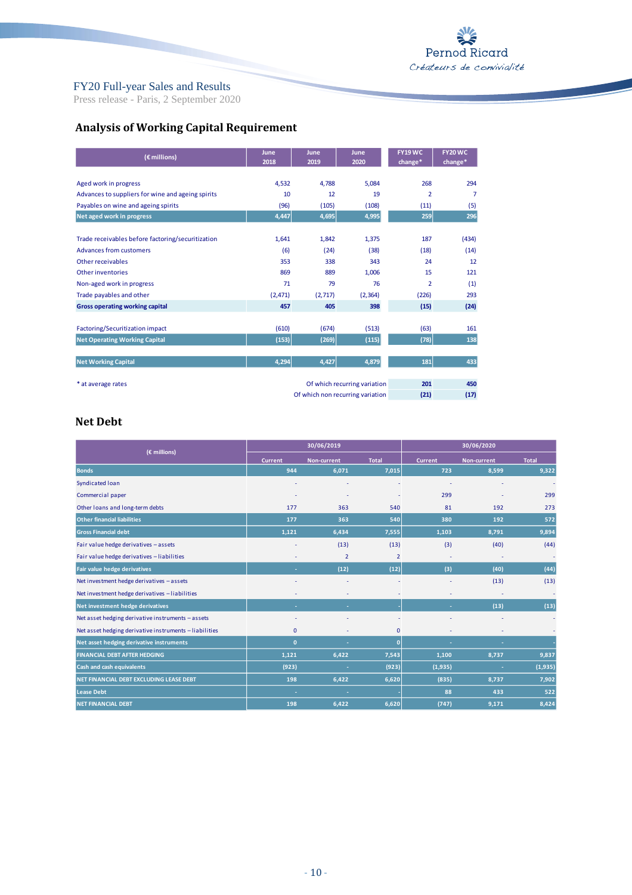## Analysis of Working Capital Requirement

| (€ millions) | June 2018 | June 2019 | June 2020 | FY19 WC change* | FY20 WC change* |
|---|---|---|---|---|---|
| Aged work in progress | 4,532 | 4,788 | 5,084 | 268 | 294 |
| Advances to suppliers for wine and ageing spirits | 10 | 12 | 19 | 2 | 7 |
| Payables on wine and ageing spirits | (96) | (105) | (108) | (11) | (5) |
| **Net aged work in progress** | **4,447** | **4,695** | **4,995** | **259** | **296** |
| Trade receivables before factoring/securitization | 1,641 | 1,842 | 1,375 | 187 | (434) |
| Advances from customers | (6) | (24) | (38) | (18) | (14) |
| Other receivables | 353 | 338 | 343 | 24 | 12 |
| Other inventories | 869 | 889 | 1,006 | 15 | 121 |
| Non-aged work in progress | 71 | 79 | 76 | 2 | (1) |
| Trade payables and other | (2,471) | (2,717) | (2,364) | (226) | 293 |
| **Gross operating working capital** | **457** | **405** | **398** | **(15)** | **(24)** |
| Factoring/Securitization impact | (610) | (674) | (513) | (63) | 161 |
| **Net Operating Working Capital** | **(153)** | **(269)** | **(115)** | **(78)** | **138** |
| **Net Working Capital** | **4,294** | **4,427** | **4,879** | **181** | **433** |
| | | | Of which recurring variation | **201** | **450** |
| | | | Of which non recurring variation | **(21)** | **(17)** |

\* at average rates

## Net Debt

| (€ millions) | 30/06/2019 | | | 30/06/2020 | | |
|---|---|---|---|---|---|---|
| | Current | Non-current | Total | Current | Non-current | Total |
| **Bonds** | 944 | 6,071 | 7,015 | 723 | 8,599 | 9,322 |
| Syndicated loan | - | - | - | - | - | - |
| Commercial paper | - | - | - | 299 | - | 299 |
| Other loans and long-term debts | 177 | 363 | 540 | 81 | 192 | 273 |
| **Other financial liabilities** | 177 | 363 | 540 | 380 | 192 | 572 |
| **Gross Financial debt** | 1,121 | 6,434 | 7,555 | 1,103 | 8,791 | 9,894 |
| Fair value hedge derivatives – assets | - | (13) | (13) | (3) | (40) | (44) |
| Fair value hedge derivatives – liabilities | - | 2 | 2 | - | - | - |
| **Fair value hedge derivatives** | - | (12) | (12) | (3) | (40) | (44) |
| Net investment hedge derivatives – assets | - | - | - | - | (13) | (13) |
| Net investment hedge derivatives – liabilities | - | - | - | - | - | - |
| **Net investment hedge derivatives** | - | - | - | - | (13) | (13) |
| Net asset hedging derivative instruments – assets | - | - | - | - | - | - |
| Net asset hedging derivative instruments – liabilities | 0 | - | 0 | - | - | - |
| **Net asset hedging derivative instruments** | 0 | - | 0 | - | - | - |
| **FINANCIAL DEBT AFTER HEDGING** | 1,121 | 6,422 | 7,543 | 1,100 | 8,737 | 9,837 |
| **Cash and cash equivalents** | (923) | - | (923) | (1,935) | - | (1,935) |
| **NET FINANCIAL DEBT EXCLUDING LEASE DEBT** | 198 | 6,422 | 6,620 | (835) | 8,737 | 7,902 |
| **Lease Debt** | - | - | - | 88 | 433 | 522 |
| **NET FINANCIAL DEBT** | 198 | 6,422 | 6,620 | (747) | 9,171 | 8,424 |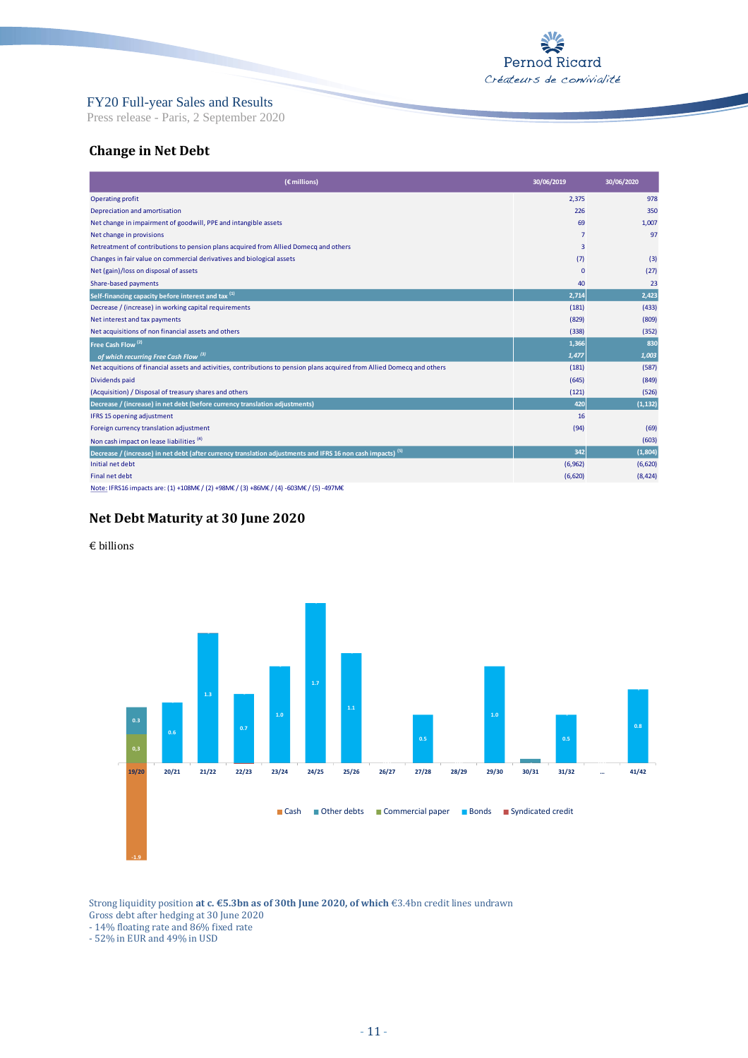## Change in Net Debt

| (€ millions) | 30/06/2019 | 30/06/2020 |
|---|---|---|
| Operating profit | 2,375 | 978 |
| Depreciation and amortisation | 226 | 350 |
| Net change in impairment of goodwill, PPE and intangible assets | 69 | 1,007 |
| Net change in provisions | 7 | 97 |
| Retreatment of contributions to pension plans acquired from Allied Domecq and others | 3 | |
| Changes in fair value on commercial derivatives and biological assets | (7) | (3) |
| Net (gain)/loss on disposal of assets | 0 | (27) |
| Share-based payments | 40 | 23 |
| **Self-financing capacity before interest and tax [1]** | **2,714** | **2,423** |
| Decrease / (increase) in working capital requirements | (181) | (433) |
| Net interest and tax payments | (829) | (809) |
| Net acquisitions of non financial assets and others | (338) | (352) |
| **Free Cash Flow [2]** | **1,366** | **830** |
| *of which recurring Free Cash Flow [3]* | *1,477* | *1,003* |
| Net acqutions of financial assets and activities, contributions to pension plans acquired from Allied Domecq and others | (181) | (587) |
| Dividends paid | (645) | (849) |
| (Acquisition) / Disposal of treasury shares and others | (121) | (526) |
| **Decrease / (increase) in net debt (before currency translation adjustments)** | **420** | **(1,132)** |
| IFRS 15 opening adjustment | 16 | |
| Foreign currency translation adjustment | (94) | (69) |
| Non cash impact on lease liabilities [4] | | (603) |
| **Decrease / (increase) in net debt (after currency translation adjustments and IFRS 16 non cash impacts) [5]** | **342** | **(1,804)** |
| Initial net debt | (6,962) | (6,620) |
| Final net debt | (6,620) | (8,424) |

Note: IFRS16 impacts are: (1) +108M€ / (2) +98M€ / (3) +86M€ / (4) -603M€ / (5) -497M€

## Net Debt Maturity at 30 June 2020

€ billions

| | 19/20 | 20/21 | 21/22 | 22/23 | 23/24 | 24/25 | 25/26 | 26/27 | 27/28 | 28/29 | 29/30 | 30/31 | 31/32 | ... | 41/42 |
|---|---|---|---|---|---|---|---|---|---|---|---|---|---|---|---|
| Cash | -1.9 | | | | | | | | | | | | | | |
| Other debts | 0.3 | | | | | | | | | | | | | | |
| Commercial paper | 0.3 | | | | | | | | | | | | | | |
| Bonds | | 0.6 | 1.3 | 0.7 | 1.0 | 1.7 | 1.1 | | 0.5 | | 1.0 | | 0.5 | | 0.8 |

Strong liquidity position **at c. €5.3bn as of 30th June 2020, of which** €3.4bn credit lines undrawn

Gross debt after hedging at 30 June 2020

- 14% floating rate and 86% fixed rate
- 52% in EUR and 49% in USD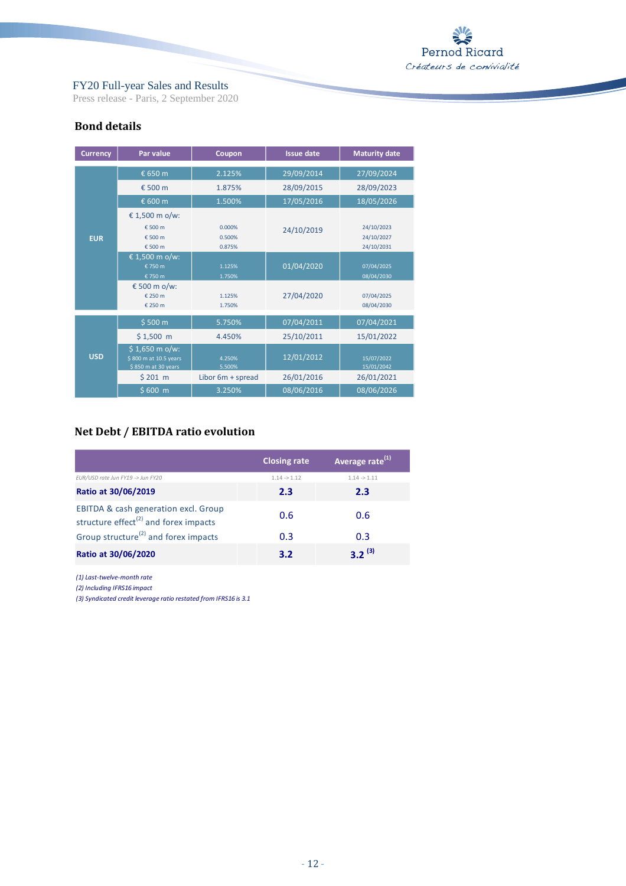## Bond details

| Currency | Par value | Coupon | Issue date | Maturity date |
|---|---|---|---|---|
| EUR | € 650 m | 2.125% | 29/09/2014 | 27/09/2024 |
| | € 500 m | 1.875% | 28/09/2015 | 28/09/2023 |
| | € 600 m | 1.500% | 17/05/2016 | 18/05/2026 |
| | € 1,500 m o/w: | | 24/10/2019 | |
| | € 500 m | 0.000% | | 24/10/2023 |
| | € 500 m | 0.500% | | 24/10/2027 |
| | € 500 m | 0.875% | | 24/10/2031 |
| | € 1,500 m o/w: | | 01/04/2020 | |
| | € 750 m | 1.125% | | 07/04/2025 |
| | € 750 m | 1.750% | | 08/04/2030 |
| | € 500 m o/w: | | 27/04/2020 | |
| | € 250 m | 1.125% | | 07/04/2025 |
| | € 250 m | 1.750% | | 08/04/2030 |
| USD | $ 500 m | 5.750% | 07/04/2011 | 07/04/2021 |
| | $ 1,500 m | 4.450% | 25/10/2011 | 15/01/2022 |
| | $ 1,650 m o/w: | | 12/01/2012 | |
| | $ 800 m at 10.5 years | 4.250% | | 15/07/2022 |
| | $ 850 m at 30 years | 5.500% | | 15/01/2042 |
| | $ 201 m | Libor 6m + spread | 26/01/2016 | 26/01/2021 |
| | $ 600 m | 3.250% | 08/06/2016 | 08/06/2026 |

## Net Debt / EBITDA ratio evolution

| | Closing rate | Average rate[1] |
|---|---|---|
| *EUR/USD rate Jun FY19 -> Jun FY20* | 1.14 -> 1.12 | 1.14 -> 1.11 |
| **Ratio at 30/06/2019** | **2.3** | **2.3** |
| EBITDA & cash generation excl. Group structure effect[2] and forex impacts | 0.6 | 0.6 |
| Group structure[2] and forex impacts | 0.3 | 0.3 |
| **Ratio at 30/06/2020** | **3.2** | **3.2** [3] |

*(1) Last-twelve-month rate*

*(2) Including IFRS16 impact*

*(3) Syndicated credit leverage ratio restated from IFRS16 is 3.1*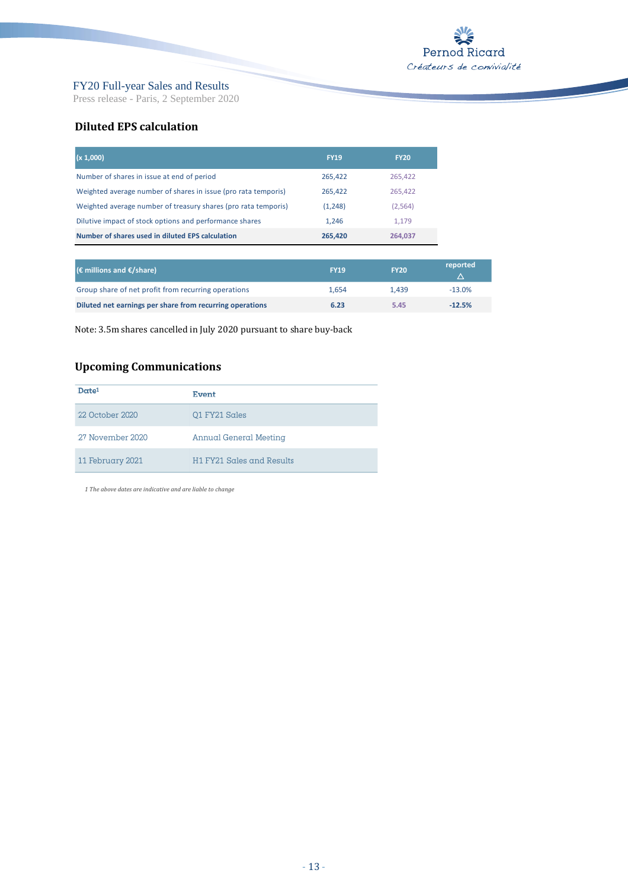## Diluted EPS calculation

| (x 1,000) | FY19 | FY20 |
|---|---|---|
| Number of shares in issue at end of period | 265,422 | 265,422 |
| Weighted average number of shares in issue (pro rata temporis) | 265,422 | 265,422 |
| Weighted average number of treasury shares (pro rata temporis) | (1,248) | (2,564) |
| Dilutive impact of stock options and performance shares | 1,246 | 1,179 |
| **Number of shares used in diluted EPS calculation** | **265,420** | **264,037** |

| (€ millions and €/share) | FY19 | FY20 | reported △ |
|---|---|---|---|
| Group share of net profit from recurring operations | 1,654 | 1,439 | -13.0% |
| **Diluted net earnings per share from recurring operations** | **6.23** | **5.45** | **-12.5%** |

Note: 3.5m shares cancelled in July 2020 pursuant to share buy-back

## Upcoming Communications

| Date[1] | Event |
|---|---|
| 22 October 2020 | Q1 FY21 Sales |
| 27 November 2020 | Annual General Meeting |
| 11 February 2021 | H1 FY21 Sales and Results |

*1 The above dates are indicative and are liable to change*